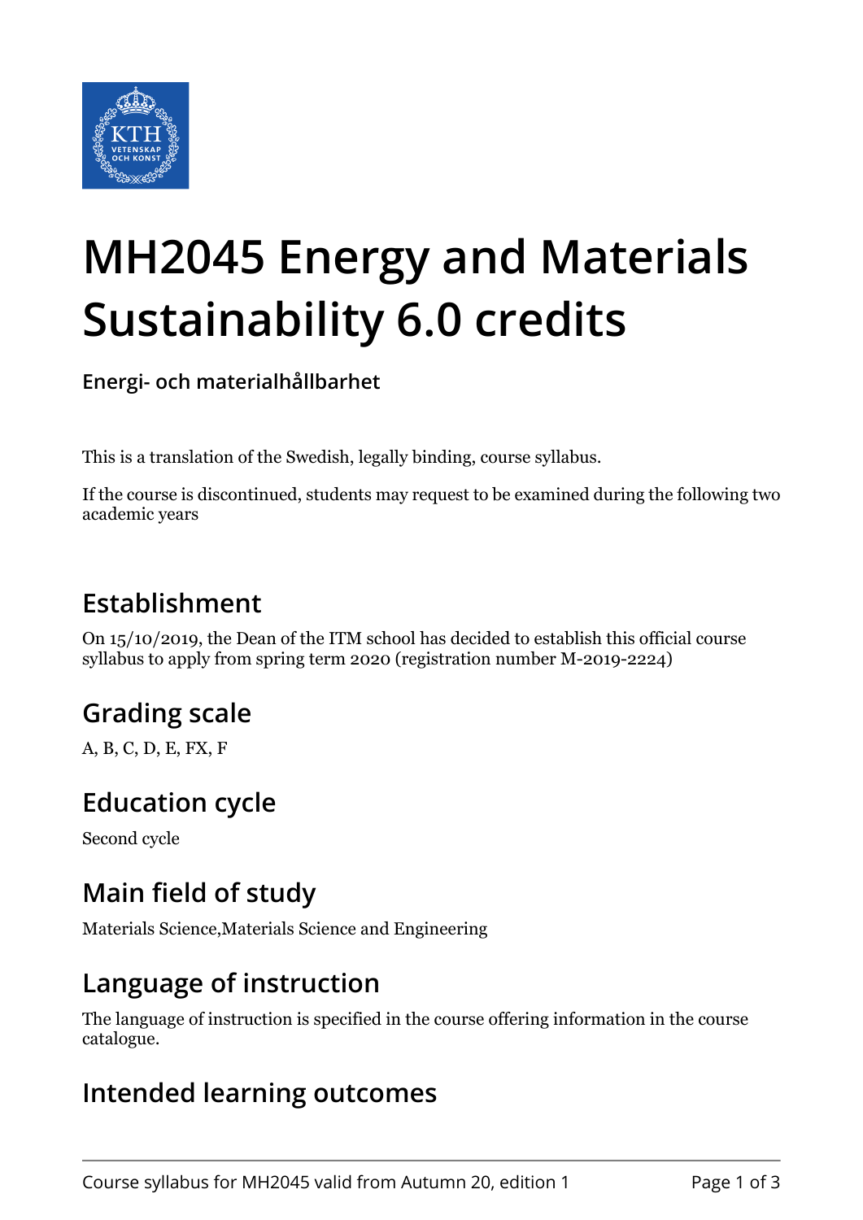# MH2045 Energy and Materials Sustainability 6.0 credits

**Energi- och materialhållbarhet**

This is a translation of the Swedish, legally binding, course syllabus.

If the course is discontinued, students may request to be examined during the following two academic years

## Establishment

On 15/10/2019, the Dean of the ITM school has decided to establish this official course syllabus to apply from spring term 2020 (registration number M-2019-2224)

## Grading scale

A, B, C, D, E, FX, F

## Education cycle

Second cycle

## Main field of study

Materials Science,Materials Science and Engineering

## Language of instruction

The language of instruction is specified in the course offering information in the course catalogue.

## Intended learning outcomes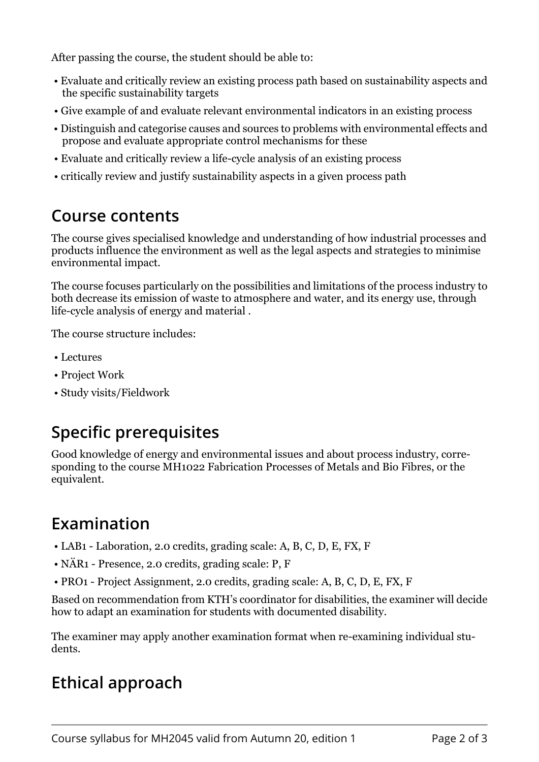After passing the course, the student should be able to:

- Evaluate and critically review an existing process path based on sustainability aspects and the specific sustainability targets
- Give example of and evaluate relevant environmental indicators in an existing process
- Distinguish and categorise causes and sources to problems with environmental effects and propose and evaluate appropriate control mechanisms for these
- Evaluate and critically review a life-cycle analysis of an existing process
- critically review and justify sustainability aspects in a given process path

## Course contents

The course gives specialised knowledge and understanding of how industrial processes and products influence the environment as well as the legal aspects and strategies to minimise environmental impact.

The course focuses particularly on the possibilities and limitations of the process industry to both decrease its emission of waste to atmosphere and water, and its energy use, through life-cycle analysis of energy and material .

The course structure includes:

- Lectures
- Project Work
- Study visits/Fieldwork

## Specific prerequisites

Good knowledge of energy and environmental issues and about process industry, corresponding to the course MH1022 Fabrication Processes of Metals and Bio Fibres, or the equivalent.

## Examination

- LAB1 - Laboration, 2.0 credits, grading scale: A, B, C, D, E, FX, F
- NÄR1 - Presence, 2.0 credits, grading scale: P, F
- PRO1 - Project Assignment, 2.0 credits, grading scale: A, B, C, D, E, FX, F

Based on recommendation from KTH's coordinator for disabilities, the examiner will decide how to adapt an examination for students with documented disability.

The examiner may apply another examination format when re-examining individual students.

## Ethical approach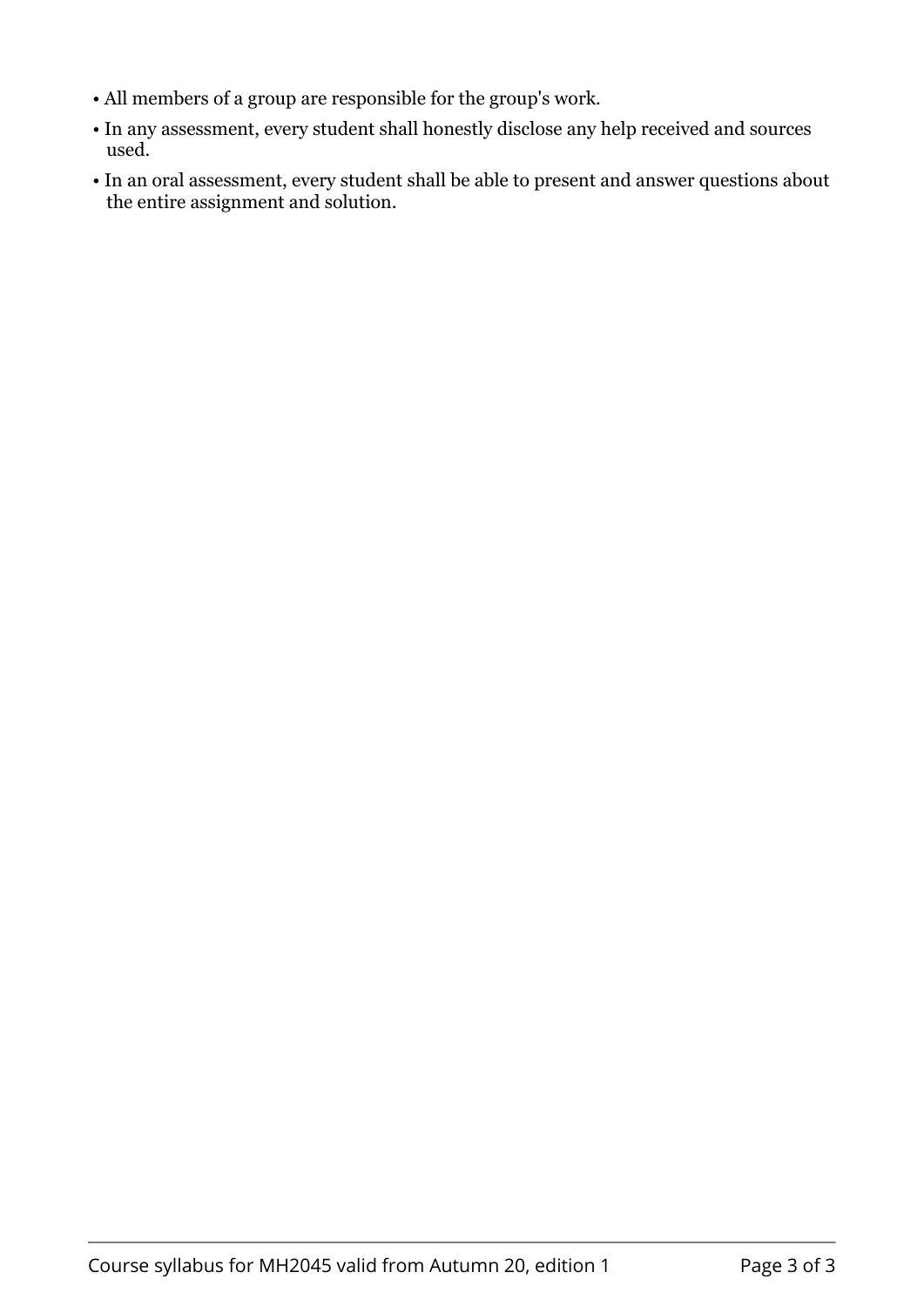- All members of a group are responsible for the group's work.
- In any assessment, every student shall honestly disclose any help received and sources used.
- In an oral assessment, every student shall be able to present and answer questions about the entire assignment and solution.